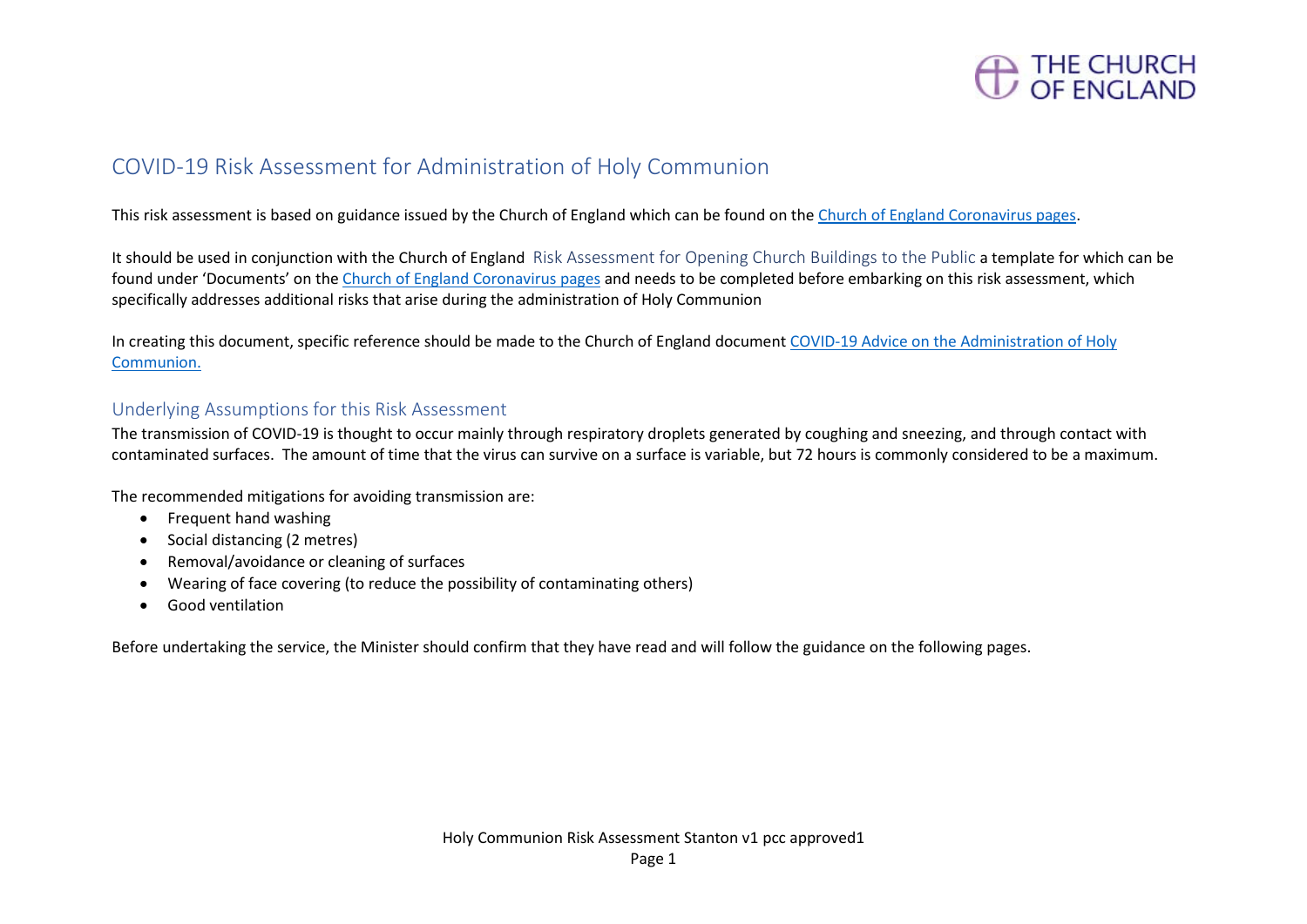# COVID-19 Risk Assessment for Administration of Holy Communion

This risk assessment is based on guidance issued by the Church of England which can be found on the [Church of England Coronavirus pages](#).

It should be used in conjunction with the Church of England Risk Assessment for Opening Church Buildings to the Public a template for which can be found under 'Documents' on the [Church of England Coronavirus pages](#) and needs to be completed before embarking on this risk assessment, which specifically addresses additional risks that arise during the administration of Holy Communion

In creating this document, specific reference should be made to the Church of England document [COVID-19 Advice on the Administration of Holy Communion.](#)

## Underlying Assumptions for this Risk Assessment

The transmission of COVID-19 is thought to occur mainly through respiratory droplets generated by coughing and sneezing, and through contact with contaminated surfaces. The amount of time that the virus can survive on a surface is variable, but 72 hours is commonly considered to be a maximum.

The recommended mitigations for avoiding transmission are:

- Frequent hand washing
- Social distancing (2 metres)
- Removal/avoidance or cleaning of surfaces
- Wearing of face covering (to reduce the possibility of contaminating others)
- Good ventilation

Before undertaking the service, the Minister should confirm that they have read and will follow the guidance on the following pages.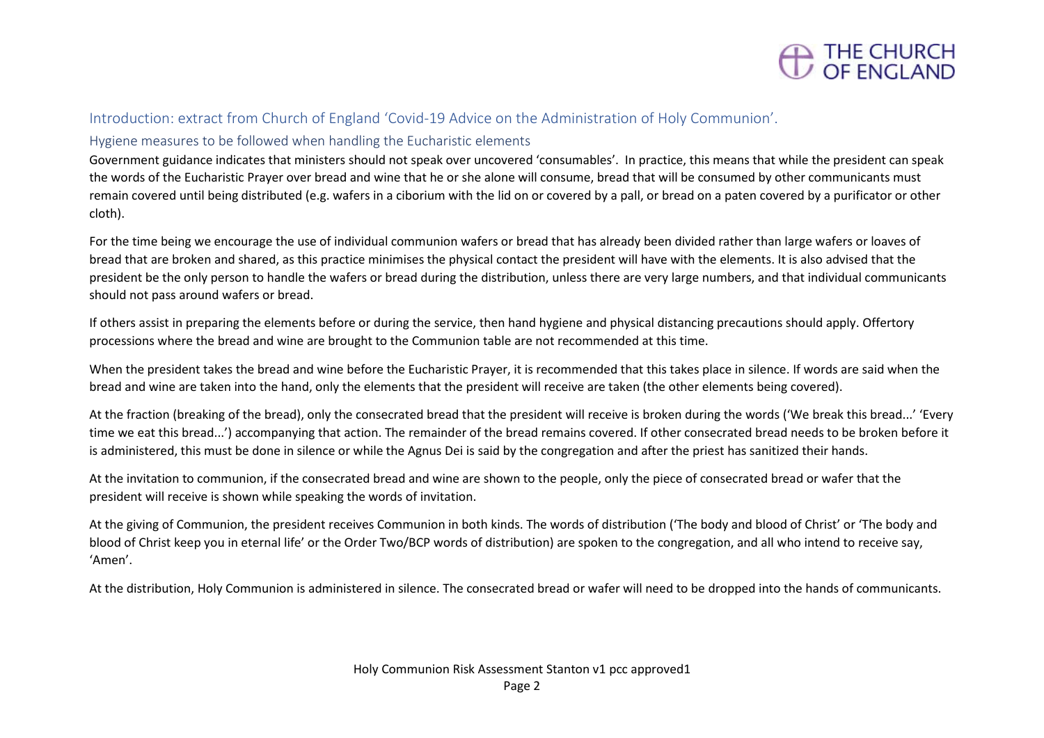## Introduction: extract from Church of England 'Covid-19 Advice on the Administration of Holy Communion'.

### Hygiene measures to be followed when handling the Eucharistic elements

Government guidance indicates that ministers should not speak over uncovered 'consumables'. In practice, this means that while the president can speak the words of the Eucharistic Prayer over bread and wine that he or she alone will consume, bread that will be consumed by other communicants must remain covered until being distributed (e.g. wafers in a ciborium with the lid on or covered by a pall, or bread on a paten covered by a purificator or other cloth).

For the time being we encourage the use of individual communion wafers or bread that has already been divided rather than large wafers or loaves of bread that are broken and shared, as this practice minimises the physical contact the president will have with the elements. It is also advised that the president be the only person to handle the wafers or bread during the distribution, unless there are very large numbers, and that individual communicants should not pass around wafers or bread.

If others assist in preparing the elements before or during the service, then hand hygiene and physical distancing precautions should apply. Offertory processions where the bread and wine are brought to the Communion table are not recommended at this time.

When the president takes the bread and wine before the Eucharistic Prayer, it is recommended that this takes place in silence. If words are said when the bread and wine are taken into the hand, only the elements that the president will receive are taken (the other elements being covered).

At the fraction (breaking of the bread), only the consecrated bread that the president will receive is broken during the words ('We break this bread...' 'Every time we eat this bread...') accompanying that action. The remainder of the bread remains covered. If other consecrated bread needs to be broken before it is administered, this must be done in silence or while the Agnus Dei is said by the congregation and after the priest has sanitized their hands.

At the invitation to communion, if the consecrated bread and wine are shown to the people, only the piece of consecrated bread or wafer that the president will receive is shown while speaking the words of invitation.

At the giving of Communion, the president receives Communion in both kinds. The words of distribution ('The body and blood of Christ' or 'The body and blood of Christ keep you in eternal life' or the Order Two/BCP words of distribution) are spoken to the congregation, and all who intend to receive say, 'Amen'.

At the distribution, Holy Communion is administered in silence. The consecrated bread or wafer will need to be dropped into the hands of communicants.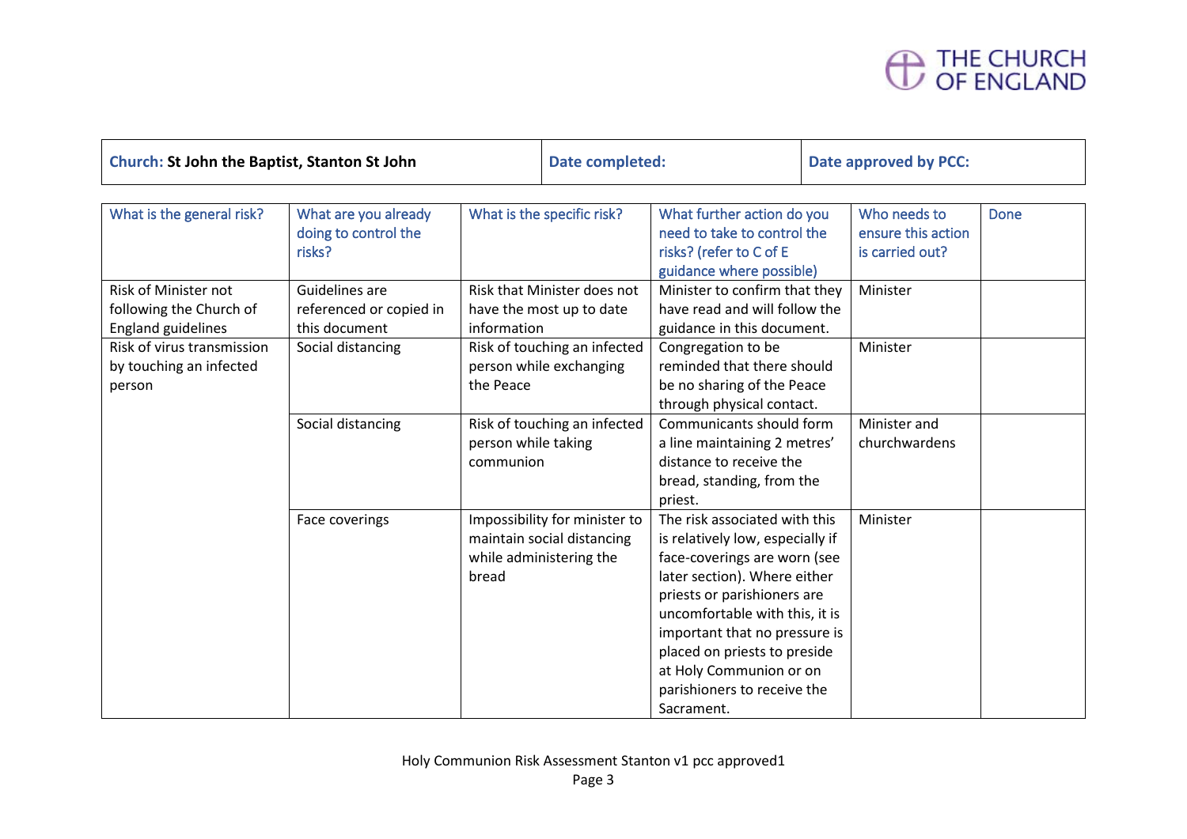| Church: **St John the Baptist, Stanton St John** | Date completed: | Date approved by PCC: |
|---|---|---|

| What is the general risk? | What are you already doing to control the risks? | What is the specific risk? | What further action do you need to take to control the risks? (refer to C of E guidance where possible) | Who needs to ensure this action is carried out? | Done |
|---|---|---|---|---|---|
| Risk of Minister not following the Church of England guidelines | Guidelines are referenced or copied in this document | Risk that Minister does not have the most up to date information | Minister to confirm that they have read and will follow the guidance in this document. | Minister | |
| Risk of virus transmission by touching an infected person | Social distancing | Risk of touching an infected person while exchanging the Peace | Congregation to be reminded that there should be no sharing of the Peace through physical contact. | Minister | |
| | Social distancing | Risk of touching an infected person while taking communion | Communicants should form a line maintaining 2 metres' distance to receive the bread, standing, from the priest. | Minister and churchwardens | |
| | Face coverings | Impossibility for minister to maintain social distancing while administering the bread | The risk associated with this is relatively low, especially if face-coverings are worn (see later section). Where either priests or parishioners are uncomfortable with this, it is important that no pressure is placed on priests to preside at Holy Communion or on parishioners to receive the Sacrament. | Minister | |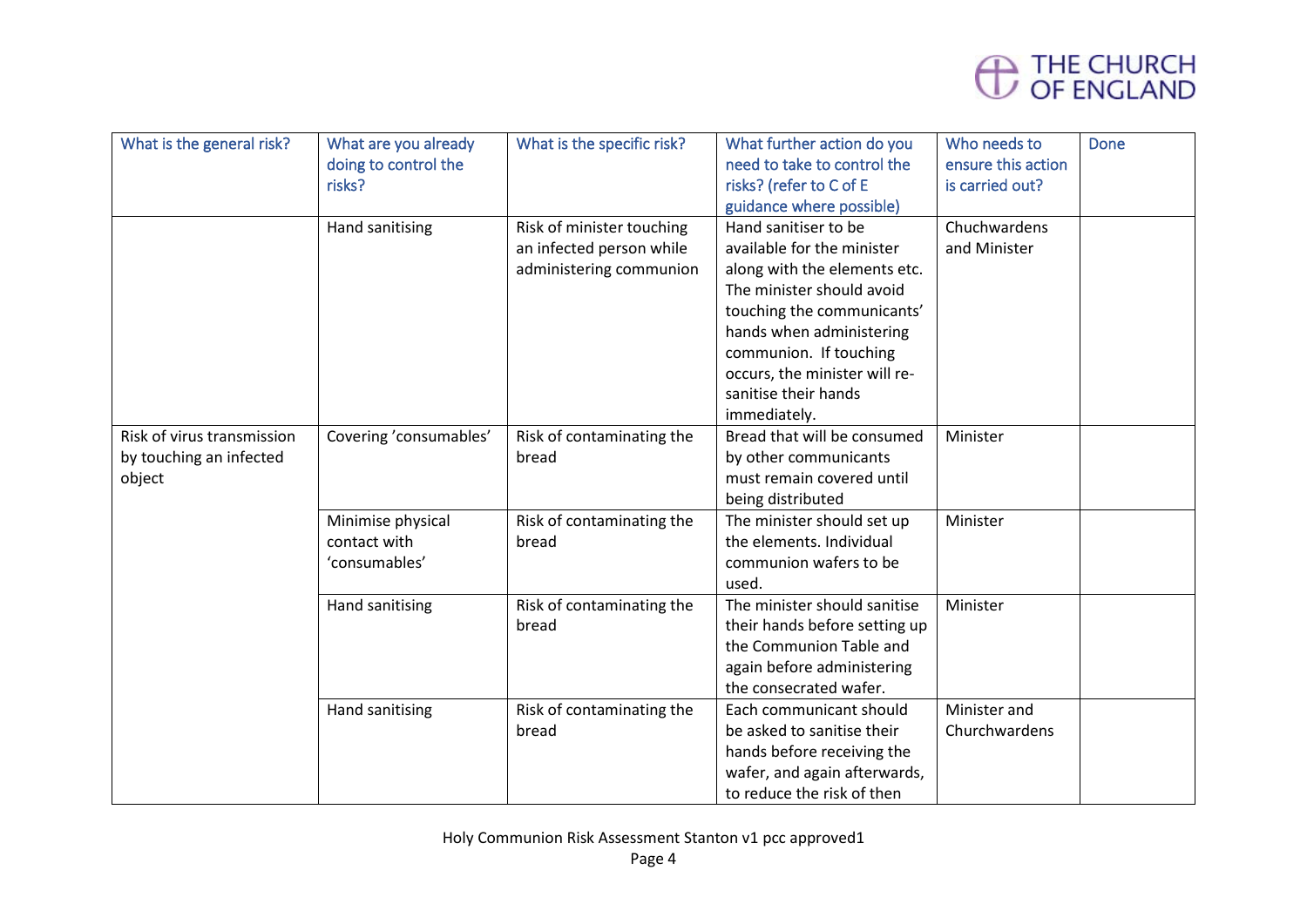| What is the general risk? | What are you already doing to control the risks? | What is the specific risk? | What further action do you need to take to control the risks? (refer to C of E guidance where possible) | Who needs to ensure this action is carried out? | Done |
|---|---|---|---|---|---|
| | Hand sanitising | Risk of minister touching an infected person while administering communion | Hand sanitiser to be available for the minister along with the elements etc. The minister should avoid touching the communicants' hands when administering communion. If touching occurs, the minister will re-sanitise their hands immediately. | Chuchwardens and Minister | |
| Risk of virus transmission by touching an infected object | Covering 'consumables' | Risk of contaminating the bread | Bread that will be consumed by other communicants must remain covered until being distributed | Minister | |
| | Minimise physical contact with 'consumables' | Risk of contaminating the bread | The minister should set up the elements. Individual communion wafers to be used. | Minister | |
| | Hand sanitising | Risk of contaminating the bread | The minister should sanitise their hands before setting up the Communion Table and again before administering the consecrated wafer. | Minister | |
| | Hand sanitising | Risk of contaminating the bread | Each communicant should be asked to sanitise their hands before receiving the wafer, and again afterwards, to reduce the risk of then | Minister and Churchwardens | |

Holy Communion Risk Assessment Stanton v1 pcc approved1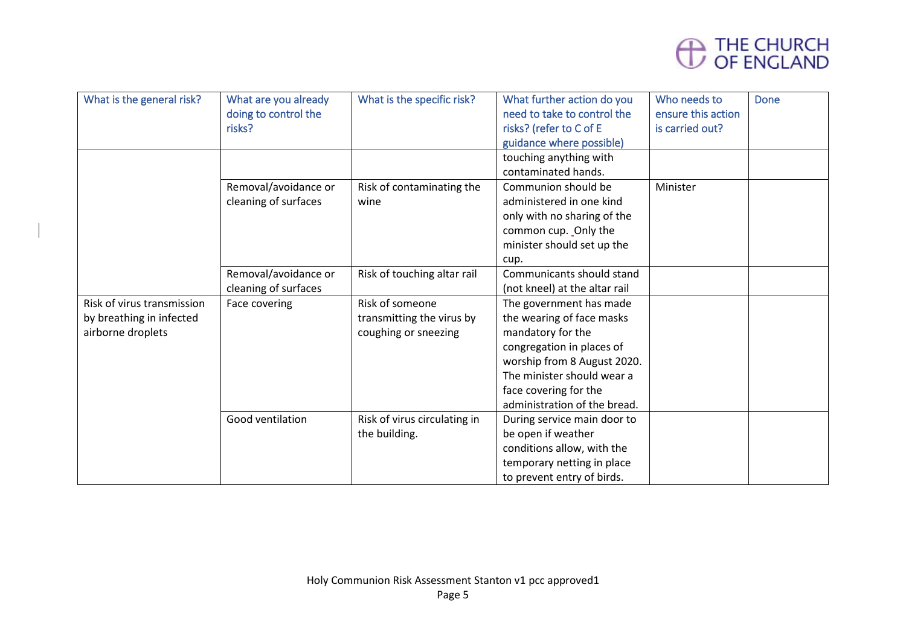| What is the general risk? | What are you already doing to control the risks? | What is the specific risk? | What further action do you need to take to control the risks? (refer to C of E guidance where possible) | Who needs to ensure this action is carried out? | Done |
|---|---|---|---|---|---|
| | | | touching anything with contaminated hands. | | |
| | Removal/avoidance or cleaning of surfaces | Risk of contaminating the wine | Communion should be administered in one kind only with no sharing of the common cup. Only the minister should set up the cup. | Minister | |
| | Removal/avoidance or cleaning of surfaces | Risk of touching altar rail | Communicants should stand (not kneel) at the altar rail | | |
| Risk of virus transmission by breathing in infected airborne droplets | Face covering | Risk of someone transmitting the virus by coughing or sneezing | The government has made the wearing of face masks mandatory for the congregation in places of worship from 8 August 2020. The minister should wear a face covering for the administration of the bread. | | |
| | Good ventilation | Risk of virus circulating in the building. | During service main door to be open if weather conditions allow, with the temporary netting in place to prevent entry of birds. | | |